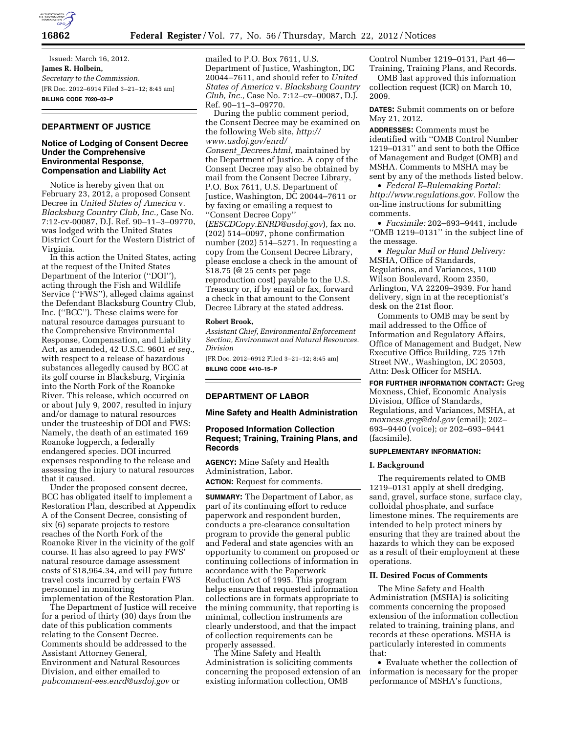Issued: March 16, 2012.

**James R. Holbein,**

*Secretary to the Commission.*

[FR Doc. 2012–6914 Filed 3–21–12; 8:45 am]

**BILLING CODE 7020–02–P**

## DEPARTMENT OF JUSTICE

### Notice of Lodging of Consent Decree Under the Comprehensive Environmental Response, Compensation and Liability Act

Notice is hereby given that on February 23, 2012, a proposed Consent Decree in *United States of America* v. *Blacksburg Country Club, Inc.,* Case No. 7:12-cv-00087, D.J. Ref. 90–11–3–09770, was lodged with the United States District Court for the Western District of Virginia.

In this action the United States, acting at the request of the United States Department of the Interior (''DOI''), acting through the Fish and Wildlife Service (''FWS''), alleged claims against the Defendant Blacksburg Country Club, Inc. (''BCC''). These claims were for natural resource damages pursuant to the Comprehensive Environmental Response, Compensation, and Liability Act, as amended, 42 U.S.C. 9601 *et seq.,* with respect to a release of hazardous substances allegedly caused by BCC at its golf course in Blacksburg, Virginia into the North Fork of the Roanoke River. This release, which occurred on or about July 9, 2007, resulted in injury and/or damage to natural resources under the trusteeship of DOI and FWS: Namely, the death of an estimated 169 Roanoke logperch, a federally endangered species. DOI incurred expenses responding to the release and assessing the injury to natural resources that it caused.

Under the proposed consent decree, BCC has obligated itself to implement a Restoration Plan, described at Appendix A of the Consent Decree, consisting of six (6) separate projects to restore reaches of the North Fork of the Roanoke River in the vicinity of the golf course. It has also agreed to pay FWS' natural resource damage assessment costs of $18,964.34, and will pay future travel costs incurred by certain FWS personnel in monitoring implementation of the Restoration Plan.

The Department of Justice will receive for a period of thirty (30) days from the date of this publication comments relating to the Consent Decree. Comments should be addressed to the Assistant Attorney General, Environment and Natural Resources Division, and either emailed to *pubcomment-ees.enrd@usdoj.gov* or mailed to P.O. Box 7611, U.S. Department of Justice, Washington, DC 20044–7611, and should refer to *United States of America* v. *Blacksburg Country Club, Inc.,* Case No. 7:12–cv–00087, D.J. Ref. 90–11–3–09770.

During the public comment period, the Consent Decree may be examined on the following Web site, *http://www.usdoj.gov/enrd/Consent_Decrees.html,* maintained by the Department of Justice. A copy of the Consent Decree may also be obtained by mail from the Consent Decree Library, P.O. Box 7611, U.S. Department of Justice, Washington, DC 20044–7611 or by faxing or emailing a request to ''Consent Decree Copy'' (*EESCDCopy.ENRD@usdoj.gov*), fax no. (202) 514–0097, phone confirmation number (202) 514–5271. In requesting a copy from the Consent Decree Library, please enclose a check in the amount of $18.75 (@ 25 cents per page reproduction cost) payable to the U.S. Treasury or, if by email or fax, forward a check in that amount to the Consent Decree Library at the stated address.

**Robert Brook,**

*Assistant Chief, Environmental Enforcement Section, Environment and Natural Resources. Division*

[FR Doc. 2012–6912 Filed 3–21–12; 8:45 am]

**BILLING CODE 4410–15–P**

## DEPARTMENT OF LABOR

### Mine Safety and Health Administration

### Proposed Information Collection Request; Training, Training Plans, and Records

**AGENCY:** Mine Safety and Health Administration, Labor.

**ACTION:** Request for comments.

**SUMMARY:** The Department of Labor, as part of its continuing effort to reduce paperwork and respondent burden, conducts a pre-clearance consultation program to provide the general public and Federal and state agencies with an opportunity to comment on proposed or continuing collections of information in accordance with the Paperwork Reduction Act of 1995. This program helps ensure that requested information collections are in formats appropriate to the mining community, that reporting is minimal, collection instruments are clearly understood, and that the impact of collection requirements can be properly assessed.

The Mine Safety and Health Administration is soliciting comments concerning the proposed extension of an existing information collection, OMB Control Number 1219–0131, Part 46—Training, Training Plans, and Records.

OMB last approved this information collection request (ICR) on March 10, 2009.

**DATES:** Submit comments on or before May 21, 2012.

**ADDRESSES:** Comments must be identified with ''OMB Control Number 1219–0131'' and sent to both the Office of Management and Budget (OMB) and MSHA. Comments to MSHA may be sent by any of the methods listed below.

- *Federal E–Rulemaking Portal: http://www.regulations.gov.* Follow the on-line instructions for submitting comments.
- *Facsimile:* 202–693–9441, include ''OMB 1219–0131'' in the subject line of the message.
- *Regular Mail or Hand Delivery:* MSHA, Office of Standards, Regulations, and Variances, 1100 Wilson Boulevard, Room 2350, Arlington, VA 22209–3939. For hand delivery, sign in at the receptionist's desk on the 21st floor.

Comments to OMB may be sent by mail addressed to the Office of Information and Regulatory Affairs, Office of Management and Budget, New Executive Office Building, 725 17th Street NW., Washington, DC 20503, Attn: Desk Officer for MSHA.

**FOR FURTHER INFORMATION CONTACT:** Greg Moxness, Chief, Economic Analysis Division, Office of Standards, Regulations, and Variances, MSHA, at *moxness.greg@dol.gov* (email); 202–693–9440 (voice); or 202–693–9441 (facsimile).

**SUPPLEMENTARY INFORMATION:**

#### I. Background

The requirements related to OMB 1219–0131 apply at shell dredging, sand, gravel, surface stone, surface clay, colloidal phosphate, and surface limestone mines. The requirements are intended to help protect miners by ensuring that they are trained about the hazards to which they can be exposed as a result of their employment at these operations.

#### II. Desired Focus of Comments

The Mine Safety and Health Administration (MSHA) is soliciting comments concerning the proposed extension of the information collection related to training, training plans, and records at these operations. MSHA is particularly interested in comments that:

- Evaluate whether the collection of information is necessary for the proper performance of MSHA's functions,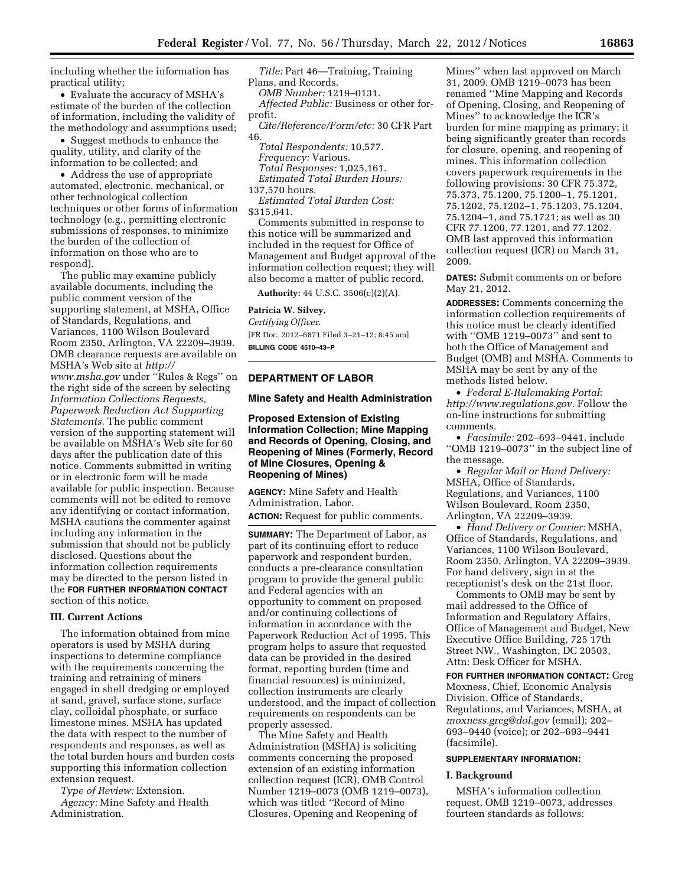including whether the information has practical utility;

- Evaluate the accuracy of MSHA's estimate of the burden of the collection of information, including the validity of the methodology and assumptions used;
- Suggest methods to enhance the quality, utility, and clarity of the information to be collected; and
- Address the use of appropriate automated, electronic, mechanical, or other technological collection techniques or other forms of information technology (e.g., permitting electronic submissions of responses, to minimize the burden of the collection of information on those who are to respond).

The public may examine publicly available documents, including the public comment version of the supporting statement, at MSHA, Office of Standards, Regulations, and Variances, 1100 Wilson Boulevard Room 2350, Arlington, VA 22209–3939. OMB clearance requests are available on MSHA's Web site at *http://www.msha.gov* under ''Rules & Regs'' on the right side of the screen by selecting *Information Collections Requests, Paperwork Reduction Act Supporting Statements.* The public comment version of the supporting statement will be available on MSHA's Web site for 60 days after the publication date of this notice. Comments submitted in writing or in electronic form will be made available for public inspection. Because comments will not be edited to remove any identifying or contact information, MSHA cautions the commenter against including any information in the submission that should not be publicly disclosed. Questions about the information collection requirements may be directed to the person listed in the **FOR FURTHER INFORMATION CONTACT** section of this notice.

### III. Current Actions

The information obtained from mine operators is used by MSHA during inspections to determine compliance with the requirements concerning the training and retraining of miners engaged in shell dredging or employed at sand, gravel, surface stone, surface clay, colloidal phosphate, or surface limestone mines. MSHA has updated the data with respect to the number of respondents and responses, as well as the total burden hours and burden costs supporting this information collection extension request.

*Type of Review:* Extension.

*Agency:* Mine Safety and Health Administration.

*Title:* Part 46—Training, Training Plans, and Records.

*OMB Number:* 1219–0131.

*Affected Public:* Business or other for-profit.

*Cite/Reference/Form/etc:* 30 CFR Part 46.

*Total Respondents:* 10,577.

*Frequency:* Various.

*Total Responses:* 1,025,161.

*Estimated Total Burden Hours:* 137,570 hours.

*Estimated Total Burden Cost:* $315,641.

Comments submitted in response to this notice will be summarized and included in the request for Office of Management and Budget approval of the information collection request; they will also become a matter of public record.

**Authority:** 44 U.S.C. 3506(c)(2)(A).

**Patricia W. Silvey,**

*Certifying Officer.*

[FR Doc. 2012–6871 Filed 3–21–12; 8:45 am]

**BILLING CODE 4510–43–P**

## DEPARTMENT OF LABOR

### Mine Safety and Health Administration

### Proposed Extension of Existing Information Collection; Mine Mapping and Records of Opening, Closing, and Reopening of Mines (Formerly, Record of Mine Closures, Opening & Reopening of Mines)

**AGENCY:** Mine Safety and Health Administration, Labor.

**ACTION:** Request for public comments.

**SUMMARY:** The Department of Labor, as part of its continuing effort to reduce paperwork and respondent burden, conducts a pre-clearance consultation program to provide the general public and Federal agencies with an opportunity to comment on proposed and/or continuing collections of information in accordance with the Paperwork Reduction Act of 1995. This program helps to assure that requested data can be provided in the desired format, reporting burden (time and financial resources) is minimized, collection instruments are clearly understood, and the impact of collection requirements on respondents can be properly assessed.

The Mine Safety and Health Administration (MSHA) is soliciting comments concerning the proposed extension of an existing information collection request (ICR), OMB Control Number 1219–0073 (OMB 1219–0073), which was titled ''Record of Mine Closures, Opening and Reopening of Mines'' when last approved on March 31, 2009. OMB 1219–0073 has been renamed ''Mine Mapping and Records of Opening, Closing, and Reopening of Mines'' to acknowledge the ICR's burden for mine mapping as primary; it being significantly greater than records for closure, opening, and reopening of mines. This information collection covers paperwork requirements in the following provisions: 30 CFR 75.372, 75.373, 75.1200, 75.1200–1, 75.1201, 75.1202, 75.1202–1, 75.1203, 75.1204, 75.1204–1, and 75.1721; as well as 30 CFR 77.1200, 77.1201, and 77.1202. OMB last approved this information collection request (ICR) on March 31, 2009.

**DATES:** Submit comments on or before May 21, 2012.

**ADDRESSES:** Comments concerning the information collection requirements of this notice must be clearly identified with ''OMB 1219–0073'' and sent to both the Office of Management and Budget (OMB) and MSHA. Comments to MSHA may be sent by any of the methods listed below.

- *Federal E-Rulemaking Portal*: *http://www.regulations.gov.* Follow the on-line instructions for submitting comments.
- *Facsimile:* 202–693–9441, include ''OMB 1219–0073'' in the subject line of the message.
- *Regular Mail or Hand Delivery:* MSHA, Office of Standards, Regulations, and Variances, 1100 Wilson Boulevard, Room 2350, Arlington, VA 22209–3939.
- *Hand Delivery or Courier:* MSHA, Office of Standards, Regulations, and Variances, 1100 Wilson Boulevard, Room 2350, Arlington, VA 22209–3939. For hand delivery, sign in at the receptionist's desk on the 21st floor.

Comments to OMB may be sent by mail addressed to the Office of Information and Regulatory Affairs, Office of Management and Budget, New Executive Office Building, 725 17th Street NW., Washington, DC 20503, Attn: Desk Officer for MSHA.

**FOR FURTHER INFORMATION CONTACT:** Greg Moxness, Chief, Economic Analysis Division, Office of Standards, Regulations, and Variances, MSHA, at *moxness.greg@dol.gov* (email); 202–693–9440 (voice); or 202–693–9441 (facsimile).

**SUPPLEMENTARY INFORMATION:**

### I. Background

MSHA's information collection request, OMB 1219–0073, addresses fourteen standards as follows: